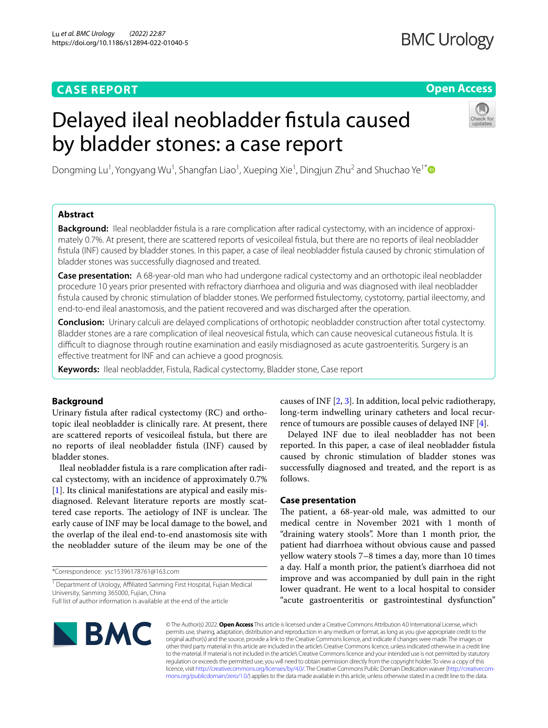CASE REPORT

Open Access

# Delayed ileal neobladder fistula caused by bladder stones: a case report

Dongming Lu[1], Yongyang Wu[1], Shangfan Liao[1], Xueping Xie[1], Dingjun Zhu[2] and Shuchao Ye[1*]

## Abstract

**Background:** Ileal neobladder fistula is a rare complication after radical cystectomy, with an incidence of approximately 0.7%. At present, there are scattered reports of vesicoileal fistula, but there are no reports of ileal neobladder fistula (INF) caused by bladder stones. In this paper, a case of ileal neobladder fistula caused by chronic stimulation of bladder stones was successfully diagnosed and treated.

**Case presentation:** A 68-year-old man who had undergone radical cystectomy and an orthotopic ileal neobladder procedure 10 years prior presented with refractory diarrhoea and oliguria and was diagnosed with ileal neobladder fistula caused by chronic stimulation of bladder stones. We performed fistulectomy, cystotomy, partial ileectomy, and end-to-end ileal anastomosis, and the patient recovered and was discharged after the operation.

**Conclusion:** Urinary calculi are delayed complications of orthotopic neobladder construction after total cystectomy. Bladder stones are a rare complication of ileal neovesical fistula, which can cause neovesical cutaneous fistula. It is difficult to diagnose through routine examination and easily misdiagnosed as acute gastroenteritis. Surgery is an effective treatment for INF and can achieve a good prognosis.

**Keywords:** Ileal neobladder, Fistula, Radical cystectomy, Bladder stone, Case report

## Background

Urinary fistula after radical cystectomy (RC) and orthotopic ileal neobladder is clinically rare. At present, there are scattered reports of vesicoileal fistula, but there are no reports of ileal neobladder fistula (INF) caused by bladder stones.

Ileal neobladder fistula is a rare complication after radical cystectomy, with an incidence of approximately 0.7% [1]. Its clinical manifestations are atypical and easily misdiagnosed. Relevant literature reports are mostly scattered case reports. The aetiology of INF is unclear. The early cause of INF may be local damage to the bowel, and the overlap of the ileal end-to-end anastomosis site with the neobladder suture of the ileum may be one of the causes of INF [2, 3]. In addition, local pelvic radiotherapy, long-term indwelling urinary catheters and local recurrence of tumours are possible causes of delayed INF [4].

Delayed INF due to ileal neobladder has not been reported. In this paper, a case of ileal neobladder fistula caused by chronic stimulation of bladder stones was successfully diagnosed and treated, and the report is as follows.

## Case presentation

The patient, a 68-year-old male, was admitted to our medical centre in November 2021 with 1 month of "draining watery stools". More than 1 month prior, the patient had diarrhoea without obvious cause and passed yellow watery stools 7–8 times a day, more than 10 times a day. Half a month prior, the patient's diarrhoea did not improve and was accompanied by dull pain in the right lower quadrant. He went to a local hospital to consider "acute gastroenteritis or gastrointestinal dysfunction"

*Correspondence: ysc15396178761@163.com

[1] Department of Urology, Affiliated Sanming First Hospital, Fujian Medical University, Sanming 365000, Fujian, China

Full list of author information is available at the end of the article

© The Author(s) 2022. **Open Access** This article is licensed under a Creative Commons Attribution 4.0 International License, which permits use, sharing, adaptation, distribution and reproduction in any medium or format, as long as you give appropriate credit to the original author(s) and the source, provide a link to the Creative Commons licence, and indicate if changes were made. The images or other third party material in this article are included in the article's Creative Commons licence, unless indicated otherwise in a credit line to the material. If material is not included in the article's Creative Commons licence and your intended use is not permitted by statutory regulation or exceeds the permitted use, you will need to obtain permission directly from the copyright holder. To view a copy of this licence, visit http://creativecommons.org/licenses/by/4.0/. The Creative Commons Public Domain Dedication waiver (http://creativecommons.org/publicdomain/zero/1.0/) applies to the data made available in this article, unless otherwise stated in a credit line to the data.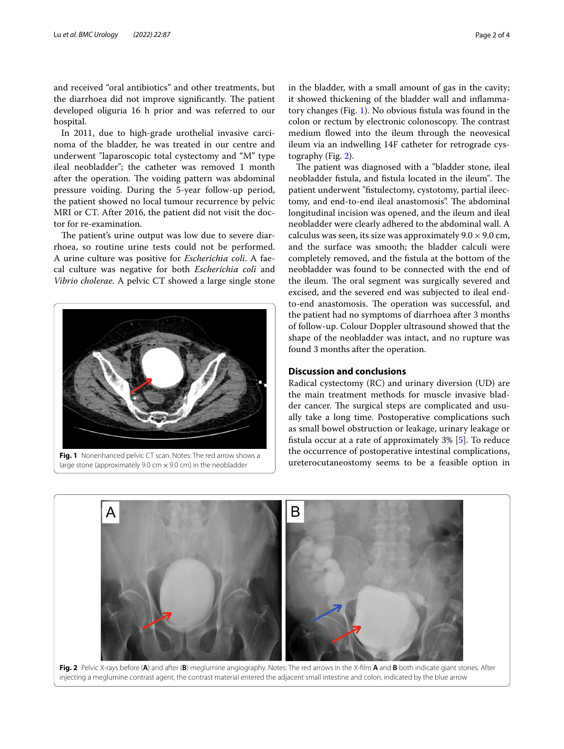and received "oral antibiotics" and other treatments, but the diarrhoea did not improve significantly. The patient developed oliguria 16 h prior and was referred to our hospital.

In 2011, due to high-grade urothelial invasive carcinoma of the bladder, he was treated in our centre and underwent "laparoscopic total cystectomy and "M" type ileal neobladder"; the catheter was removed 1 month after the operation. The voiding pattern was abdominal pressure voiding. During the 5-year follow-up period, the patient showed no local tumour recurrence by pelvic MRI or CT. After 2016, the patient did not visit the doctor for re-examination.

The patient's urine output was low due to severe diarrhoea, so routine urine tests could not be performed. A urine culture was positive for *Escherichia coli*. A faecal culture was negative for both *Escherichia coli* and *Vibrio cholerae*. A pelvic CT showed a large single stone in the bladder, with a small amount of gas in the cavity; it showed thickening of the bladder wall and inflammatory changes (Fig. 1). No obvious fistula was found in the colon or rectum by electronic colonoscopy. The contrast medium flowed into the ileum through the neovesical ileum via an indwelling 14F catheter for retrograde cystography (Fig. 2).

**Fig. 1** Nonenhanced pelvic CT scan. Notes: The red arrow shows a large stone (approximately 9.0 cm × 9.0 cm) in the neobladder

The patient was diagnosed with a "bladder stone, ileal neobladder fistula, and fistula located in the ileum". The patient underwent "fistulectomy, cystotomy, partial ileectomy, and end-to-end ileal anastomosis". The abdominal longitudinal incision was opened, and the ileum and ileal neobladder were clearly adhered to the abdominal wall. A calculus was seen, its size was approximately 9.0 × 9.0 cm, and the surface was smooth; the bladder calculi were completely removed, and the fistula at the bottom of the neobladder was found to be connected with the end of the ileum. The oral segment was surgically severed and excised, and the severed end was subjected to ileal end-to-end anastomosis. The operation was successful, and the patient had no symptoms of diarrhoea after 3 months of follow-up. Colour Doppler ultrasound showed that the shape of the neobladder was intact, and no rupture was found 3 months after the operation.

## Discussion and conclusions

Radical cystectomy (RC) and urinary diversion (UD) are the main treatment methods for muscle invasive bladder cancer. The surgical steps are complicated and usually take a long time. Postoperative complications such as small bowel obstruction or leakage, urinary leakage or fistula occur at a rate of approximately 3% [5]. To reduce the occurrence of postoperative intestinal complications, ureterocutaneostomy seems to be a feasible option in

**Fig. 2** Pelvic X-rays before (**A**) and after (**B**) meglumine angiography. Notes: The red arrows in the X-film **A** and **B** both indicate giant stones. After injecting a meglumine contrast agent, the contrast material entered the adjacent small intestine and colon, indicated by the blue arrow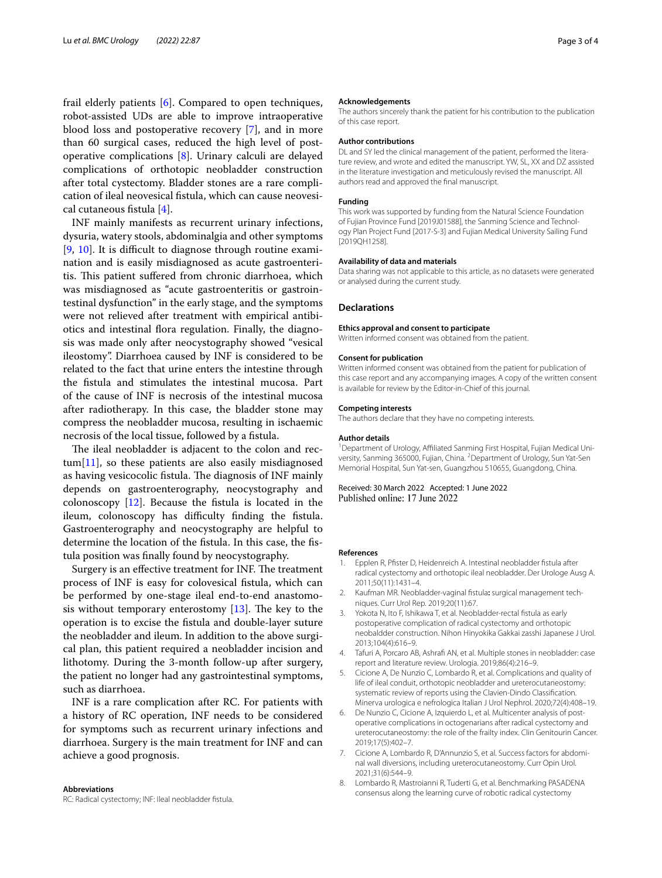frail elderly patients [6]. Compared to open techniques, robot-assisted UDs are able to improve intraoperative blood loss and postoperative recovery [7], and in more than 60 surgical cases, reduced the high level of postoperative complications [8]. Urinary calculi are delayed complications of orthotopic neobladder construction after total cystectomy. Bladder stones are a rare complication of ileal neovesical fistula, which can cause neovesical cutaneous fistula [4].

INF mainly manifests as recurrent urinary infections, dysuria, watery stools, abdominalgia and other symptoms [9, 10]. It is difficult to diagnose through routine examination and is easily misdiagnosed as acute gastroenteritis. This patient suffered from chronic diarrhoea, which was misdiagnosed as "acute gastroenteritis or gastrointestinal dysfunction" in the early stage, and the symptoms were not relieved after treatment with empirical antibiotics and intestinal flora regulation. Finally, the diagnosis was made only after neocystography showed "vesical ileostomy". Diarrhoea caused by INF is considered to be related to the fact that urine enters the intestine through the fistula and stimulates the intestinal mucosa. Part of the cause of INF is necrosis of the intestinal mucosa after radiotherapy. In this case, the bladder stone may compress the neobladder mucosa, resulting in ischaemic necrosis of the local tissue, followed by a fistula.

The ileal neobladder is adjacent to the colon and rectum[11], so these patients are also easily misdiagnosed as having vesicocolic fistula. The diagnosis of INF mainly depends on gastroenterography, neocystography and colonoscopy [12]. Because the fistula is located in the ileum, colonoscopy has difficulty finding the fistula. Gastroenterography and neocystography are helpful to determine the location of the fistula. In this case, the fistula position was finally found by neocystography.

Surgery is an effective treatment for INF. The treatment process of INF is easy for colovesical fistula, which can be performed by one-stage ileal end-to-end anastomosis without temporary enterostomy [13]. The key to the operation is to excise the fistula and double-layer suture the neobladder and ileum. In addition to the above surgical plan, this patient required a neobladder incision and lithotomy. During the 3-month follow-up after surgery, the patient no longer had any gastrointestinal symptoms, such as diarrhoea.

INF is a rare complication after RC. For patients with a history of RC operation, INF needs to be considered for symptoms such as recurrent urinary infections and diarrhoea. Surgery is the main treatment for INF and can achieve a good prognosis.

#### Abbreviations

RC: Radical cystectomy; INF: Ileal neobladder fistula.

#### Acknowledgements

The authors sincerely thank the patient for his contribution to the publication of this case report.

#### Author contributions

DL and SY led the clinical management of the patient, performed the literature review, and wrote and edited the manuscript. YW, SL, XX and DZ assisted in the literature investigation and meticulously revised the manuscript. All authors read and approved the final manuscript.

#### Funding

This work was supported by funding from the Natural Science Foundation of Fujian Province Fund [2019J01588], the Sanming Science and Technology Plan Project Fund [2017-S-3] and Fujian Medical University Sailing Fund [2019QH1258].

#### Availability of data and materials

Data sharing was not applicable to this article, as no datasets were generated or analysed during the current study.

## Declarations

#### Ethics approval and consent to participate

Written informed consent was obtained from the patient.

#### Consent for publication

Written informed consent was obtained from the patient for publication of this case report and any accompanying images. A copy of the written consent is available for review by the Editor-in-Chief of this journal.

#### Competing interests

The authors declare that they have no competing interests.

#### Author details

[1]Department of Urology, Affiliated Sanming First Hospital, Fujian Medical University, Sanming 365000, Fujian, China. [2]Department of Urology, Sun Yat-Sen Memorial Hospital, Sun Yat-sen, Guangzhou 510655, Guangdong, China.

Received: 30 March 2022 Accepted: 1 June 2022
Published online: 17 June 2022

#### References

1. Epplen R, Pfister D, Heidenreich A. Intestinal neobladder fistula after radical cystectomy and orthotopic ileal neobladder. Der Urologe Ausg A. 2011;50(11):1431–4.
2. Kaufman MR. Neobladder-vaginal fistula**:** surgical management techniques. Curr Urol Rep. 2019;20(11):67.
3. Yokota N, Ito F, Ishikawa T, et al. Neobladder-rectal fistula as early postoperative complication of radical cystectomy and orthotopic neobaldder construction. Nihon Hinyokika Gakkai zasshi Japanese J Urol. 2013;104(4):616–9.
4. Tafuri A, Porcaro AB, Ashrafi AN, et al. Multiple stones in neobladder: case report and literature review. Urologia. 2019;86(4):216–9.
5. Cicione A, De Nunzio C, Lombardo R, et al. Complications and quality of life of ileal conduit, orthotopic neobladder and ureterocutaneostomy: systematic review of reports using the Clavien-Dindo Classification. Minerva urologica e nefrologica Italian J Urol Nephrol. 2020;72(4):408–19.
6. De Nunzio C, Cicione A, Izquierdo L, et al. Multicenter analysis of postoperative complications in octogenarians after radical cystectomy and ureterocutaneostomy: the role of the frailty index. Clin Genitourin Cancer. 2019;17(5):402–7.
7. Cicione A, Lombardo R, D'Annunzio S, et al. Success factors for abdominal wall diversions, including ureterocutaneostomy. Curr Opin Urol. 2021;31(6):544–9.
8. Lombardo R, Mastroianni R, Tuderti G, et al. Benchmarking PASADENA consensus along the learning curve of robotic radical cystectomy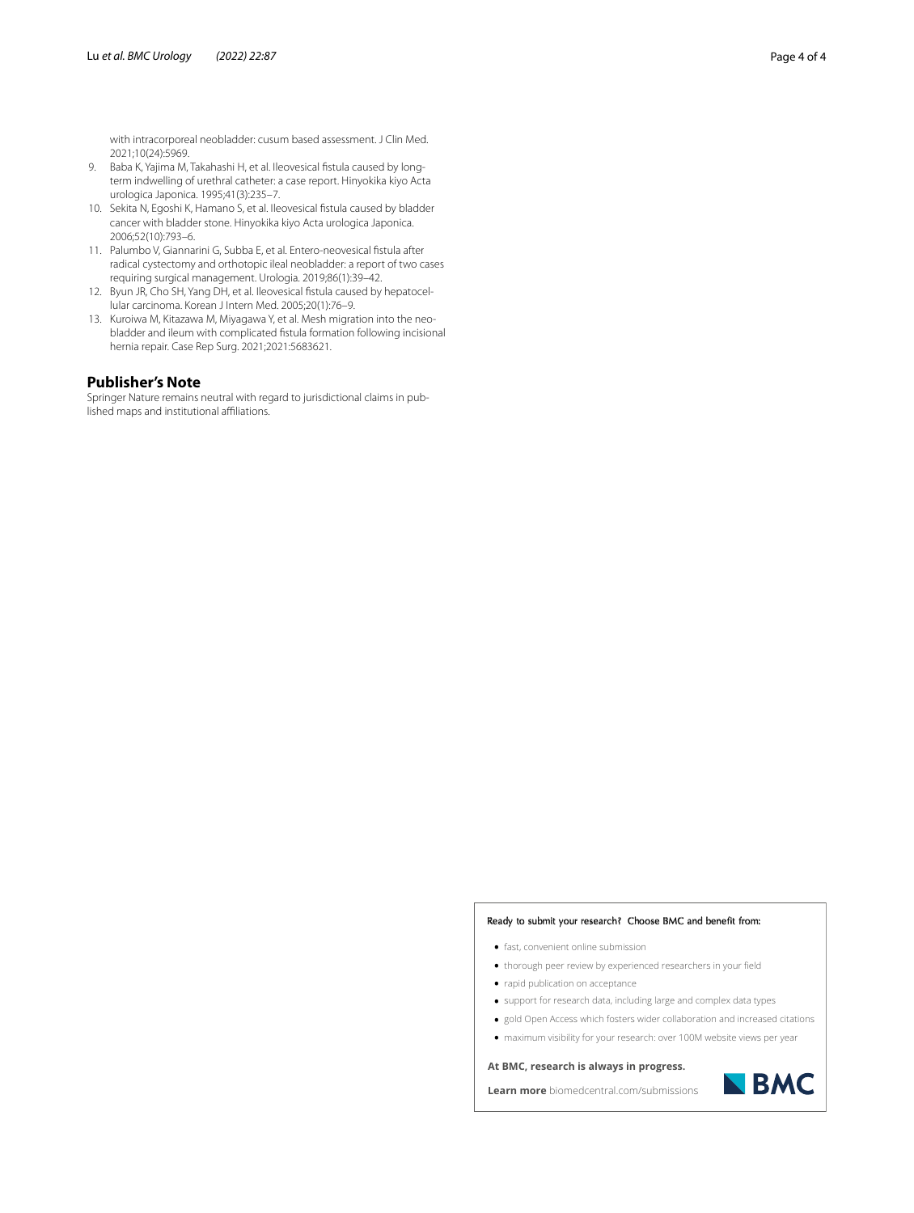with intracorporeal neobladder: cusum based assessment. J Clin Med. 2021;10(24):5969.

9. Baba K, Yajima M, Takahashi H, et al. Ileovesical fistula caused by long-term indwelling of urethral catheter: a case report. Hinyokika kiyo Acta urologica Japonica. 1995;41(3):235–7.
10. Sekita N, Egoshi K, Hamano S, et al. Ileovesical fistula caused by bladder cancer with bladder stone. Hinyokika kiyo Acta urologica Japonica. 2006;52(10):793–6.
11. Palumbo V, Giannarini G, Subba E, et al. Entero-neovesical fistula after radical cystectomy and orthotopic ileal neobladder: a report of two cases requiring surgical management. Urologia. 2019;86(1):39–42.
12. Byun JR, Cho SH, Yang DH, et al. Ileovesical fistula caused by hepatocellular carcinoma. Korean J Intern Med. 2005;20(1):76–9.
13. Kuroiwa M, Kitazawa M, Miyagawa Y, et al. Mesh migration into the neobladder and ileum with complicated fistula formation following incisional hernia repair. Case Rep Surg. 2021;2021:5683621.

## Publisher's Note

Springer Nature remains neutral with regard to jurisdictional claims in published maps and institutional affiliations.

Ready to submit your research? Choose BMC and benefit from:

- fast, convenient online submission
- thorough peer review by experienced researchers in your field
- rapid publication on acceptance
- support for research data, including large and complex data types
- gold Open Access which fosters wider collaboration and increased citations
- maximum visibility for your research: over 100M website views per year

**At BMC, research is always in progress.**

**Learn more** biomedcentral.com/submissions

BMC